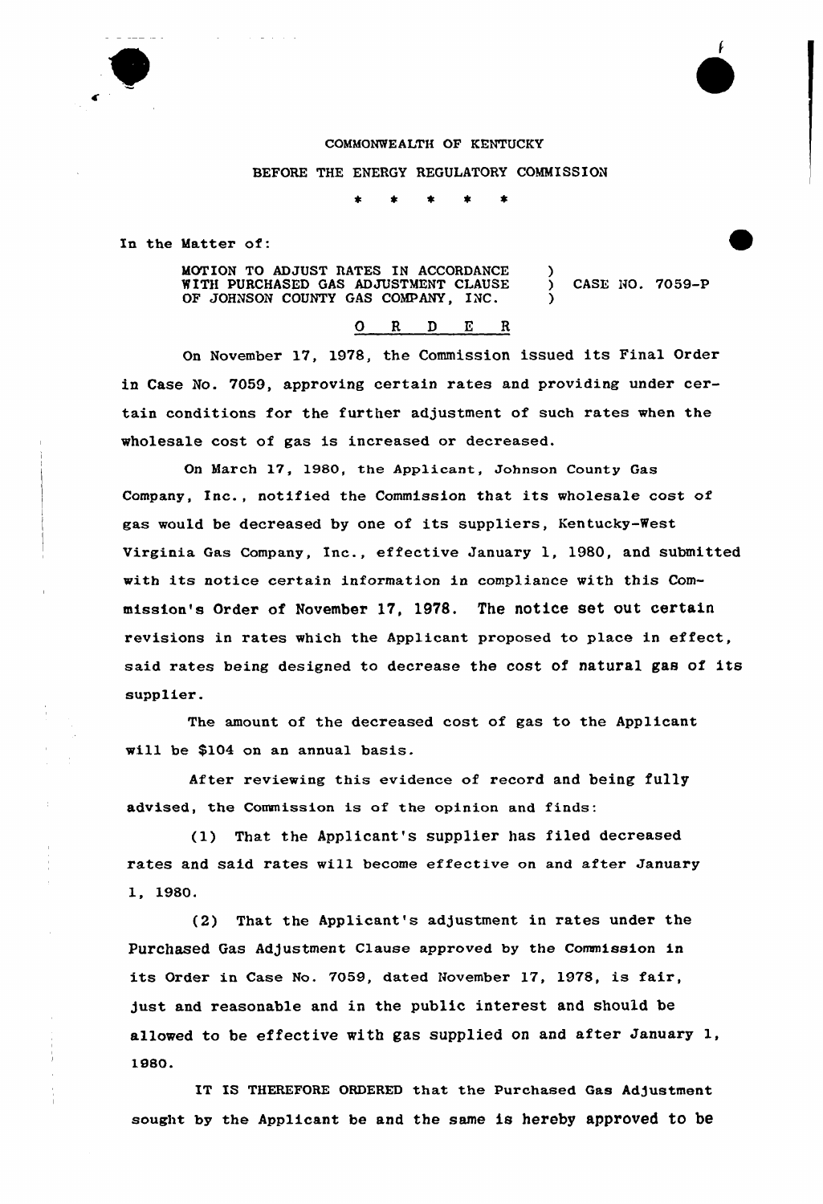COMMONWEALTH OF KENTUCKY

BEFORE THE ENERGY REGULATORY COMMISSION

\* \* \* \* \*

In the Matter of:

MOTION TO ADJUST RATES IN ACCORDANCE WITH PURCHASED GAS ADJUSTMENT CLAUSE OF JOHNSON COUNTY GAS COMPANY, INC. ) CASE NO. 7059-P

O R D E R

On November 17, 1978, the Commission issued its Final Order in Case No. 7059, approving certain rates and providing under certain conditions for the further adjustment of such rates when the wholesale cost of gas is increased or decreased.

On March 17, 1980, the Applicant, Johnson County Gas Company, Inc., notified the Commission that its wholesale cost of gas would be decreased by one of its suppliers, Kentucky-West Virginia Gas Company, Inc., effective January 1, 1980, and submitted with its notice certain information in compliance with this Commission's Order of November 17, 1978. The notice set out certain revisions in rates which the Applicant proposed to place in effect, said rates being designed to decrease the cost of natural gas of its supplier.

The amount of the decreased cost of gas to the Applicant will be $104 on an annual basis.

After reviewing this evidence of record and being fully advised, the Commission is of the opinion and finds:

(1) That the Applicant's supplier has filed decreased rates and said rates will become effective on and after January 1, 1980.

(2) That the Applicant's adjustment in rates under the Purchased Gas Adjustment Clause approved by the Commission in its Order in Case No. 7059, dated November 17, 1978, is fair, just and reasonable and in the public interest and should be allowed to be effective with gas supplied on and after January 1, 1980.

IT IS THEREFORE ORDERED that the Purchased Gas Adjustment sought by the Applicant be and the same is hereby approved to be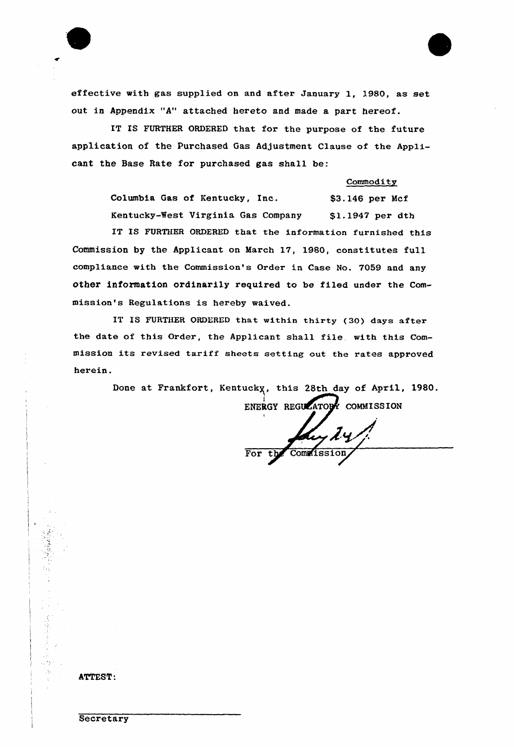effective with gas supplied on and after January 1, 1980, as set out in Appendix "A" attached hereto and made a part hereof.

IT IS FURTHER ORDERED that for the purpose of the future application of the Purchased Gas Adjustment Clause of the Applicant the Base Rate for purchased gas shall be:

| | Commodity |
|---|---|
| Columbia Gas of Kentucky, Inc. | $3.146 per Mcf |
| Kentucky-West Virginia Gas Company | $1.1947 per dth |

IT IS FURTHER ORDERED that the information furnished this Commission by the Applicant on March 17, 1980, constitutes full compliance with the Commission's Order in Case No. 7059 and any other information ordinarily required to be filed under the Commission's Regulations is hereby waived.

IT IS FURTHER ORDERED that within thirty (30) days after the date of this Order, the Applicant shall file with this Commission its revised tariff sheets setting out the rates approved herein.

Done at Frankfort, Kentucky, this 28th day of April, 1980.

ENERGY REGULATORY COMMISSION

For the Commission

ATTEST:

Secretary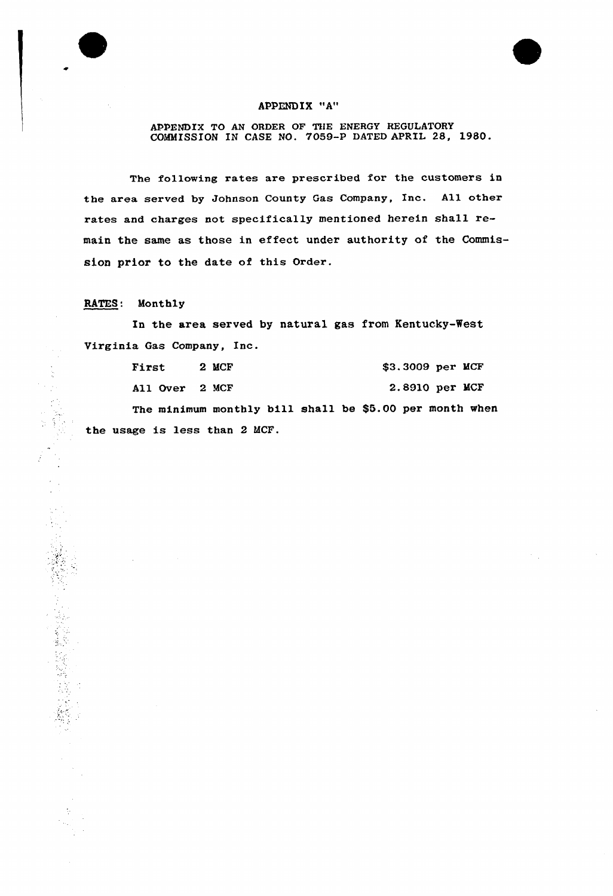# APPENDIX "A"

APPENDIX TO AN ORDER OF THE ENERGY REGULATORY COMMISSION IN CASE NO. 7059-P DATED APRIL 28, 1980.

The following rates are prescribed for the customers in the area served by Johnson County Gas Company, Inc. All other rates and charges not specifically mentioned herein shall remain the same as those in effect under authority of the Commission prior to the date of this Order.

RATES: Monthly

In the area served by natural gas from Kentucky-West Virginia Gas Company, Inc.

| | | |
|---|---|---|
| First | 2 MCF | $3.3009 per MCF |
| All Over | 2 MCF | 2.8910 per MCF |

The minimum monthly bill shall be $5.00 per month when the usage is less than 2 MCF.